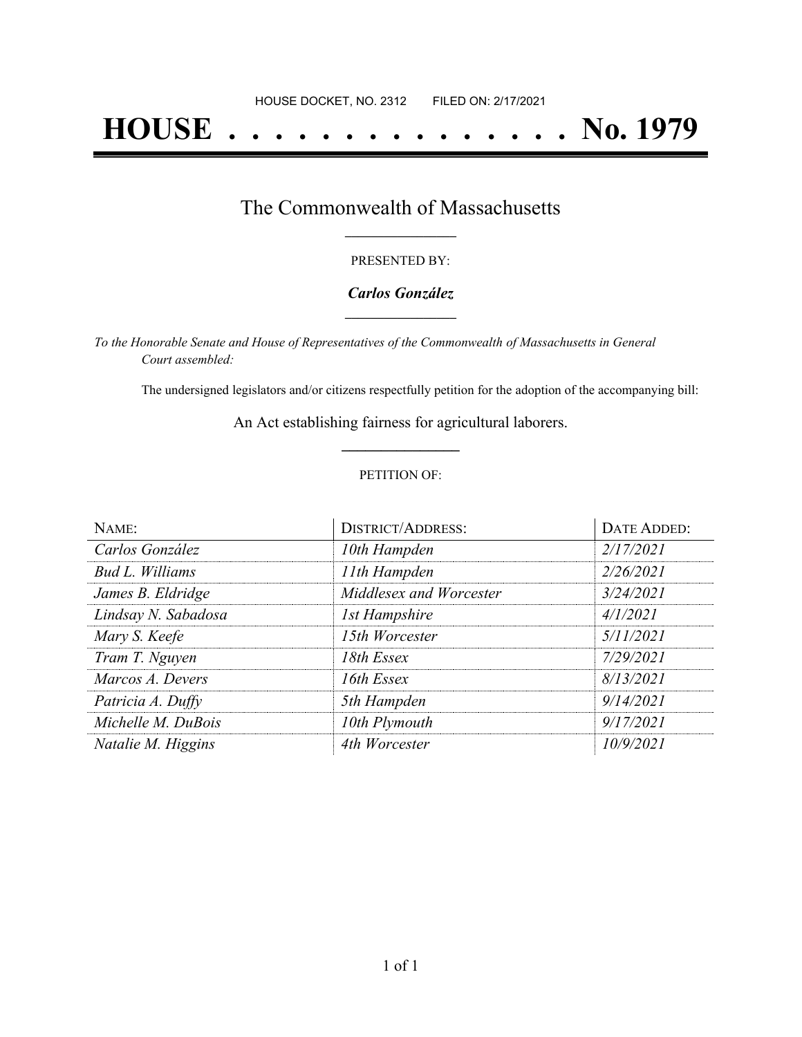HOUSE DOCKET, NO. 2312 FILED ON: 2/17/2021

# HOUSE . . . . . . . . . . . . . . . No. 1979

## The Commonwealth of Massachusetts

PRESENTED BY:

***Carlos González***

*To the Honorable Senate and House of Representatives of the Commonwealth of Massachusetts in General Court assembled:*

The undersigned legislators and/or citizens respectfully petition for the adoption of the accompanying bill:

An Act establishing fairness for agricultural laborers.

PETITION OF:

| NAME: | DISTRICT/ADDRESS: | DATE ADDED: |
|---|---|---|
| *Carlos González* | *10th Hampden* | *2/17/2021* |
| *Bud L. Williams* | *11th Hampden* | *2/26/2021* |
| *James B. Eldridge* | *Middlesex and Worcester* | *3/24/2021* |
| *Lindsay N. Sabadosa* | *1st Hampshire* | *4/1/2021* |
| *Mary S. Keefe* | *15th Worcester* | *5/11/2021* |
| *Tram T. Nguyen* | *18th Essex* | *7/29/2021* |
| *Marcos A. Devers* | *16th Essex* | *8/13/2021* |
| *Patricia A. Duffy* | *5th Hampden* | *9/14/2021* |
| *Michelle M. DuBois* | *10th Plymouth* | *9/17/2021* |
| *Natalie M. Higgins* | *4th Worcester* | *10/9/2021* |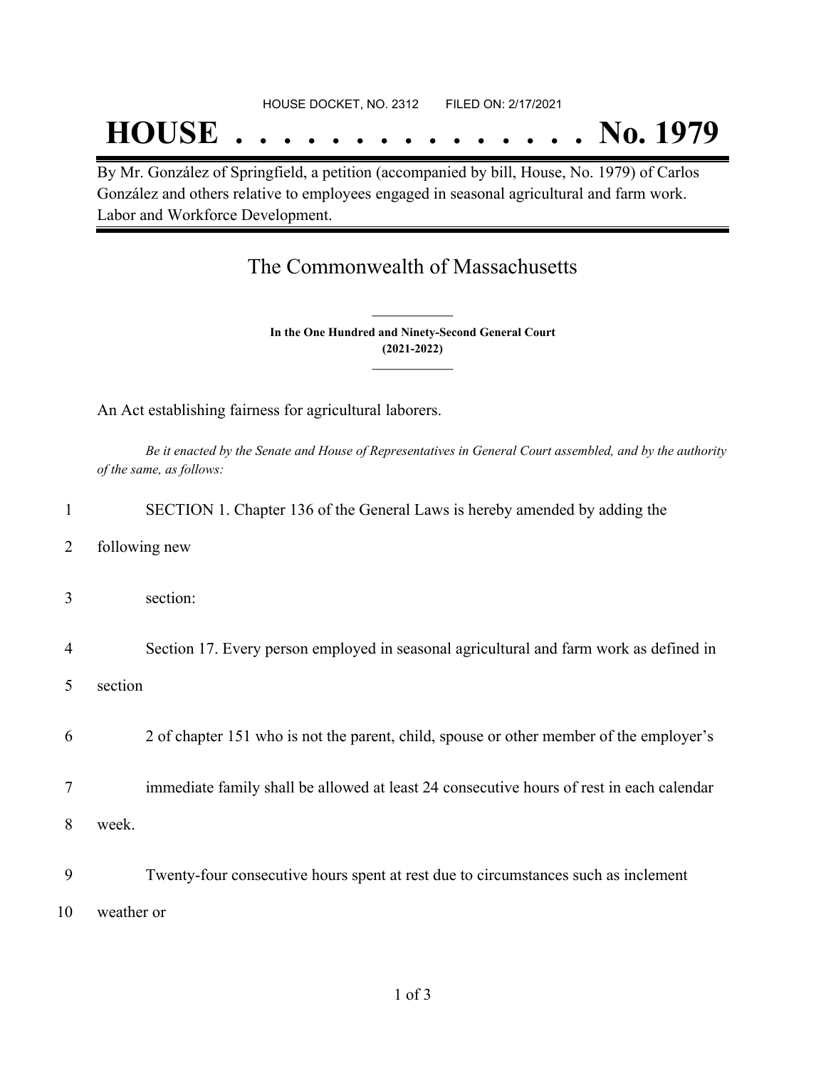HOUSE DOCKET, NO. 2312 FILED ON: 2/17/2021

# HOUSE . . . . . . . . . . . . . . . No. 1979

By Mr. González of Springfield, a petition (accompanied by bill, House, No. 1979) of Carlos González and others relative to employees engaged in seasonal agricultural and farm work. Labor and Workforce Development.

## The Commonwealth of Massachusetts

**In the One Hundred and Ninety-Second General Court**
**(2021-2022)**

An Act establishing fairness for agricultural laborers.

*Be it enacted by the Senate and House of Representatives in General Court assembled, and by the authority of the same, as follows:*

1 SECTION 1. Chapter 136 of the General Laws is hereby amended by adding the

2 following new

3 section:

4 Section 17. Every person employed in seasonal agricultural and farm work as defined in

5 section

6 2 of chapter 151 who is not the parent, child, spouse or other member of the employer's

7 immediate family shall be allowed at least 24 consecutive hours of rest in each calendar

8 week.

9 Twenty-four consecutive hours spent at rest due to circumstances such as inclement

10 weather or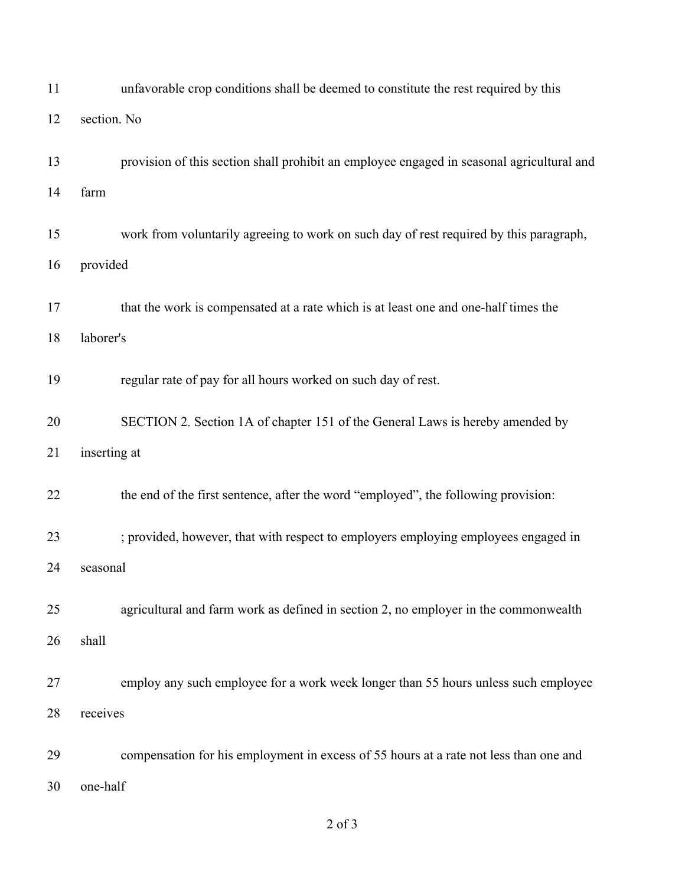unfavorable crop conditions shall be deemed to constitute the rest required by this section. No provision of this section shall prohibit an employee engaged in seasonal agricultural and farm work from voluntarily agreeing to work on such day of rest required by this paragraph, provided that the work is compensated at a rate which is at least one and one-half times the laborer's regular rate of pay for all hours worked on such day of rest.

SECTION 2. Section 1A of chapter 151 of the General Laws is hereby amended by inserting at the end of the first sentence, after the word "employed", the following provision:

; provided, however, that with respect to employers employing employees engaged in seasonal agricultural and farm work as defined in section 2, no employer in the commonwealth shall employ any such employee for a work week longer than 55 hours unless such employee receives compensation for his employment in excess of 55 hours at a rate not less than one and one-half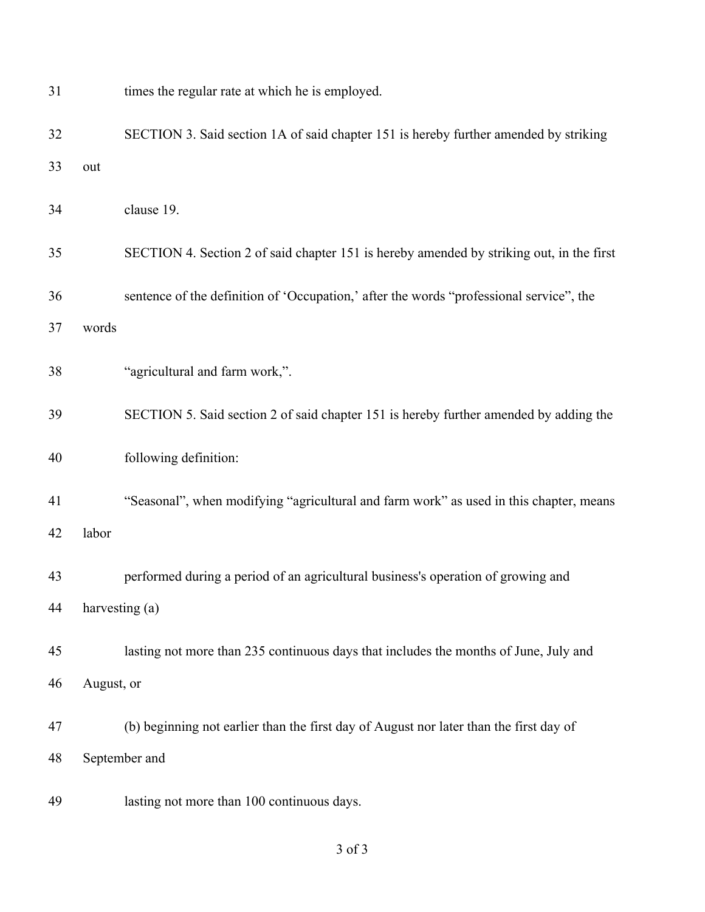times the regular rate at which he is employed.

SECTION 3. Said section 1A of said chapter 151 is hereby further amended by striking out clause 19.

SECTION 4. Section 2 of said chapter 151 is hereby amended by striking out, in the first sentence of the definition of 'Occupation,' after the words "professional service", the words "agricultural and farm work,".

SECTION 5. Said section 2 of said chapter 151 is hereby further amended by adding the following definition:

"Seasonal", when modifying "agricultural and farm work" as used in this chapter, means labor performed during a period of an agricultural business's operation of growing and harvesting (a) lasting not more than 235 continuous days that includes the months of June, July and August, or (b) beginning not earlier than the first day of August nor later than the first day of September and lasting not more than 100 continuous days.